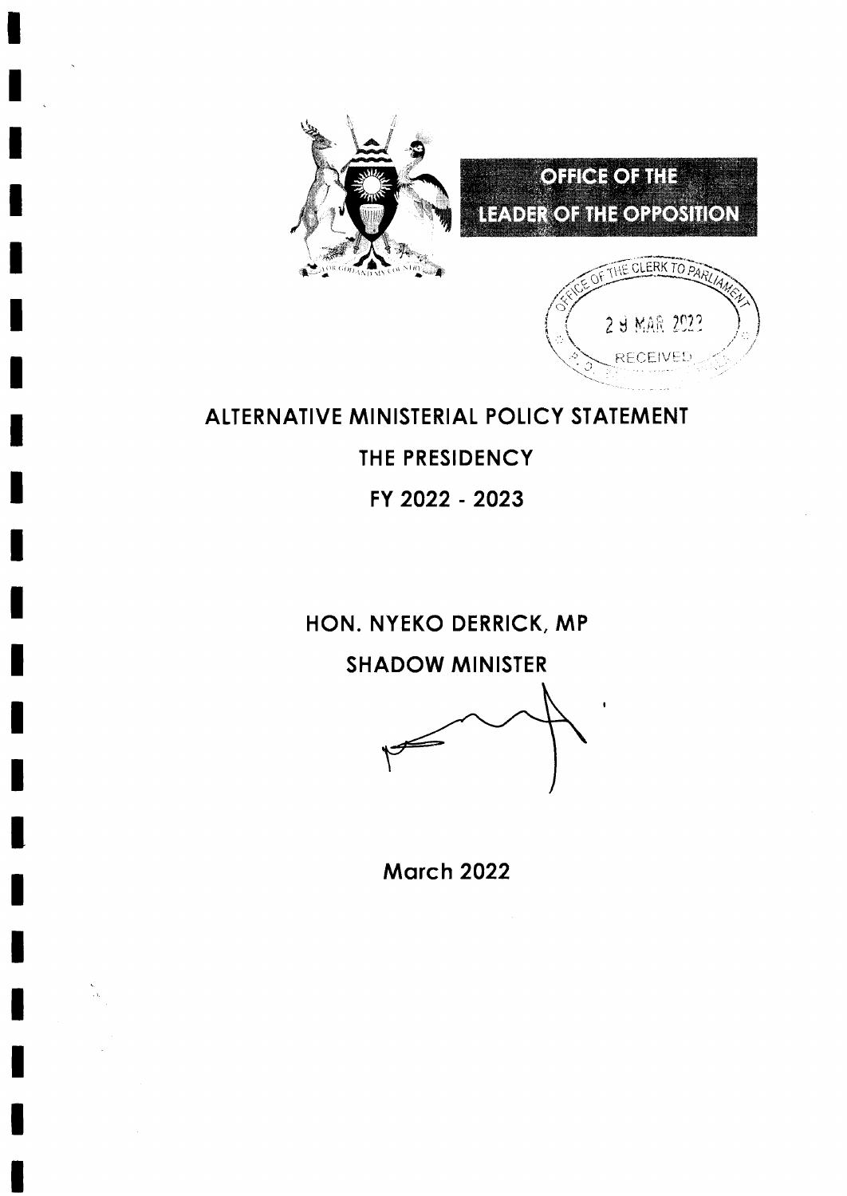# OFFICE OF THE LEADER OF THE OPPOSITION

OFFICE OF THE CLERK TO PARLIAMENT

29 MAR 2022

RECEIVED

## ALTERNATIVE MINISTERIAL POLICY STATEMENT

## THE PRESIDENCY

## FY 2022 - 2023

**HON. NYEKO DERRICK, MP**

**SHADOW MINISTER**

**March 2022**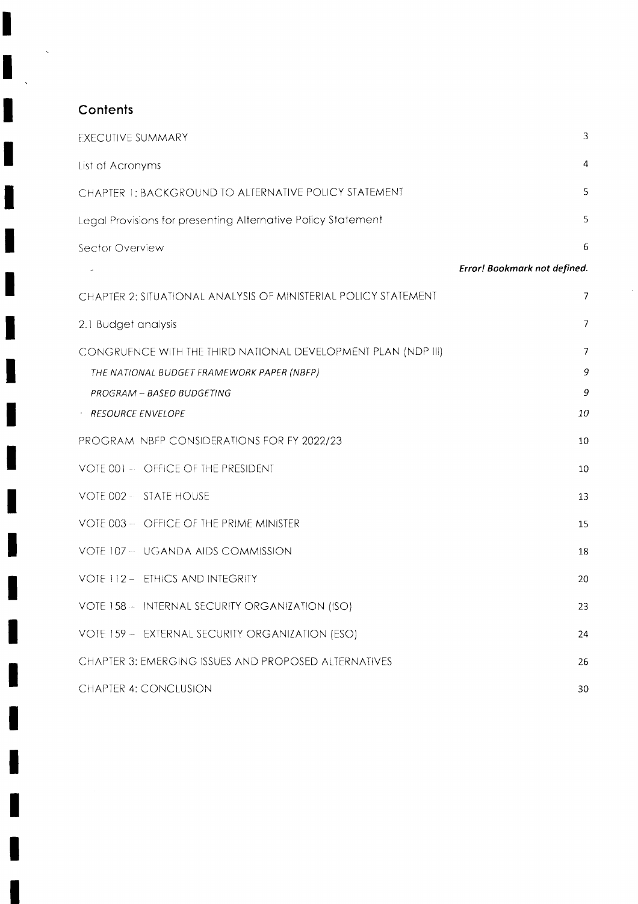## Contents

| | |
|---|---|
| EXECUTIVE SUMMARY | 3 |
| List of Acronyms | 4 |
| CHAPTER 1: BACKGROUND TO ALTERNATIVE POLICY STATEMENT | 5 |
| Legal Provisions for presenting Alternative Policy Statement | 5 |
| Sector Overview | 6 |
| - | ***Error! Bookmark not defined.*** |
| CHAPTER 2: SITUATIONAL ANALYSIS OF MINISTERIAL POLICY STATEMENT | 7 |
| 2.1 Budget analysis | 7 |
| CONGRUENCE WITH THE THIRD NATIONAL DEVELOPMENT PLAN (NDP III) | 7 |
| *THE NATIONAL BUDGET FRAMEWORK PAPER (NBFP)* | *9* |
| *PROGRAM – BASED BUDGETING* | *9* |
| *RESOURCE ENVELOPE* | *10* |
| PROGRAM NBFP CONSIDERATIONS FOR FY 2022/23 | 10 |
| VOTE 001 – OFFICE OF THE PRESIDENT | 10 |
| VOTE 002 – STATE HOUSE | 13 |
| VOTE 003 – OFFICE OF THE PRIME MINISTER | 15 |
| VOTE 107 – UGANDA AIDS COMMISSION | 18 |
| VOTE 112 – ETHICS AND INTEGRITY | 20 |
| VOTE 158 – INTERNAL SECURITY ORGANIZATION (ISO) | 23 |
| VOTE 159 – EXTERNAL SECURITY ORGANIZATION (ESO) | 24 |
| CHAPTER 3: EMERGING ISSUES AND PROPOSED ALTERNATIVES | 26 |
| CHAPTER 4: CONCLUSION | 30 |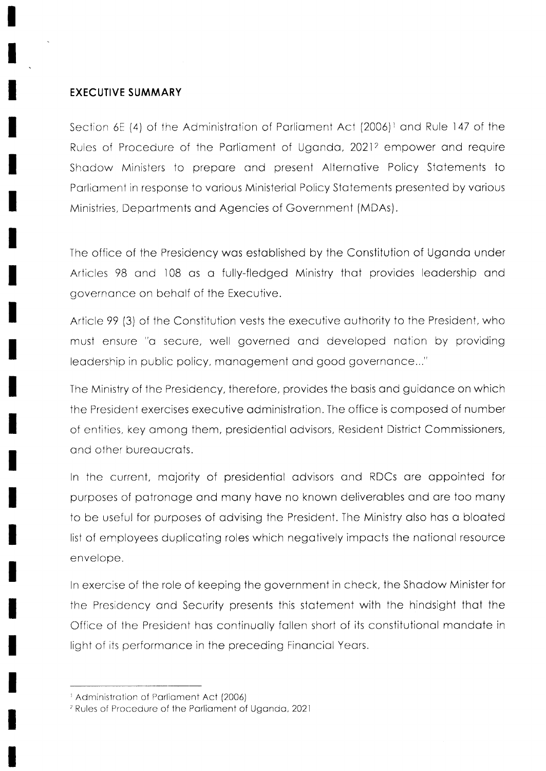## EXECUTIVE SUMMARY

Section 6E (4) of the Administration of Parliament Act (2006)[1] and Rule 147 of the Rules of Procedure of the Parliament of Uganda, 2021[2] empower and require Shadow Ministers to prepare and present Alternative Policy Statements to Parliament in response to various Ministerial Policy Statements presented by various Ministries, Departments and Agencies of Government (MDAs).

The office of the Presidency was established by the Constitution of Uganda under Articles 98 and 108 as a fully-fledged Ministry that provides leadership and governance on behalf of the Executive.

Article 99 (3) of the Constitution vests the executive authority to the President, who must ensure "a secure, well governed and developed nation by providing leadership in public policy, management and good governance..."

The Ministry of the Presidency, therefore, provides the basis and guidance on which the President exercises executive administration. The office is composed of number of entities, key among them, presidential advisors, Resident District Commissioners, and other bureaucrats.

In the current, majority of presidential advisors and RDCs are appointed for purposes of patronage and many have no known deliverables and are too many to be useful for purposes of advising the President. The Ministry also has a bloated list of employees duplicating roles which negatively impacts the national resource envelope.

In exercise of the role of keeping the government in check, the Shadow Minister for the Presidency and Security presents this statement with the hindsight that the Office of the President has continually fallen short of its constitutional mandate in light of its performance in the preceding Financial Years.

---

[1] Administration of Parliament Act (2006)

[2] Rules of Procedure of the Parliament of Uganda, 2021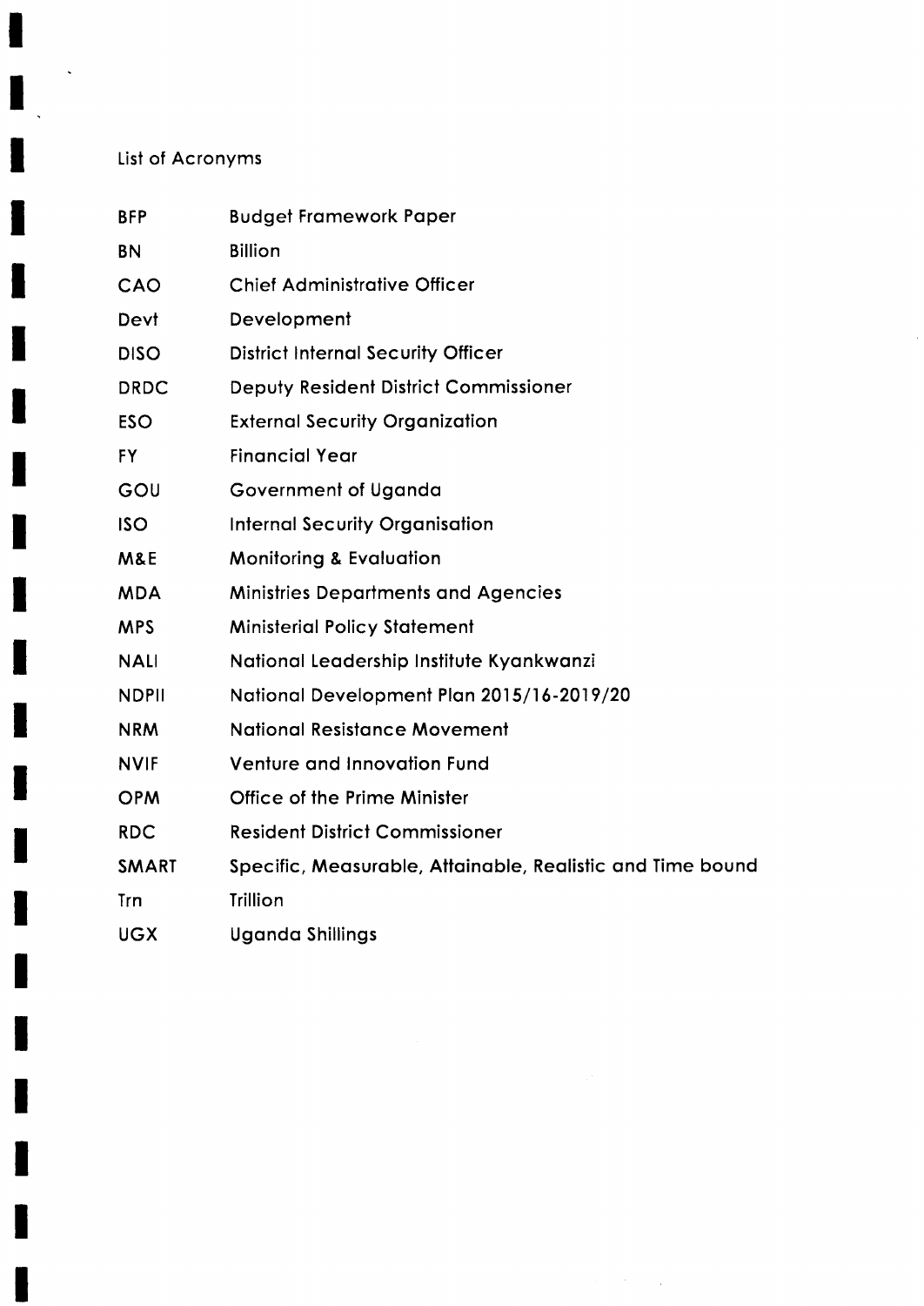List of Acronyms

| | |
|---|---|
| BFP | Budget Framework Paper |
| BN | Billion |
| CAO | Chief Administrative Officer |
| Devt | Development |
| DISO | District Internal Security Officer |
| DRDC | Deputy Resident District Commissioner |
| ESO | External Security Organization |
| FY | Financial Year |
| GOU | Government of Uganda |
| ISO | Internal Security Organisation |
| M&E | Monitoring & Evaluation |
| MDA | Ministries Departments and Agencies |
| MPS | Ministerial Policy Statement |
| NALI | National Leadership Institute Kyankwanzi |
| NDPII | National Development Plan 2015/16-2019/20 |
| NRM | National Resistance Movement |
| NVIF | Venture and Innovation Fund |
| OPM | Office of the Prime Minister |
| RDC | Resident District Commissioner |
| SMART | Specific, Measurable, Attainable, Realistic and Time bound |
| Trn | Trillion |
| UGX | Uganda Shillings |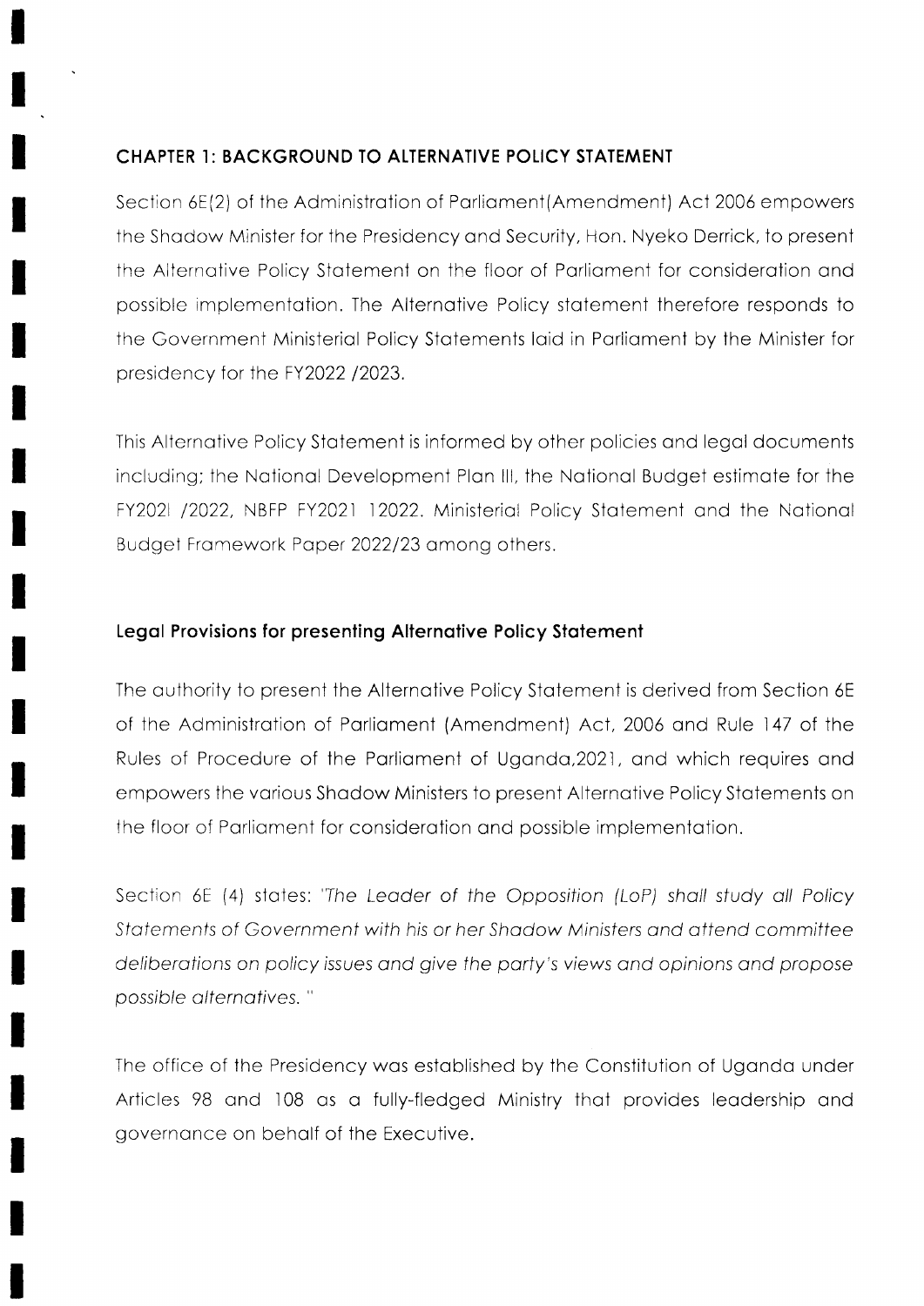## CHAPTER 1: BACKGROUND TO ALTERNATIVE POLICY STATEMENT

Section 6E(2) of the Administration of Parliament(Amendment) Act 2006 empowers the Shadow Minister for the Presidency and Security, Hon. Nyeko Derrick, to present the Alternative Policy Statement on the floor of Parliament for consideration and possible implementation. The Alternative Policy statement therefore responds to the Government Ministerial Policy Statements laid in Parliament by the Minister for presidency for the FY2022 /2023.

This Alternative Policy Statement is informed by other policies and legal documents including; the National Development Plan III, the National Budget estimate for the FY2021 /2022, NBFP FY2021 12022. Ministerial Policy Statement and the National Budget Framework Paper 2022/23 among others.

### Legal Provisions for presenting Alternative Policy Statement

The authority to present the Alternative Policy Statement is derived from Section 6E of the Administration of Parliament (Amendment) Act, 2006 and Rule 147 of the Rules of Procedure of the Parliament of Uganda,2021, and which requires and empowers the various Shadow Ministers to present Alternative Policy Statements on the floor of Parliament for consideration and possible implementation.

Section 6E (4) states: *"The Leader of the Opposition (LoP) shall study all Policy Statements of Government with his or her Shadow Ministers and attend committee deliberations on policy issues and give the party's views and opinions and propose possible alternatives."*

The office of the Presidency was established by the Constitution of Uganda under Articles 98 and 108 as a fully-fledged Ministry that provides leadership and governance on behalf of the Executive.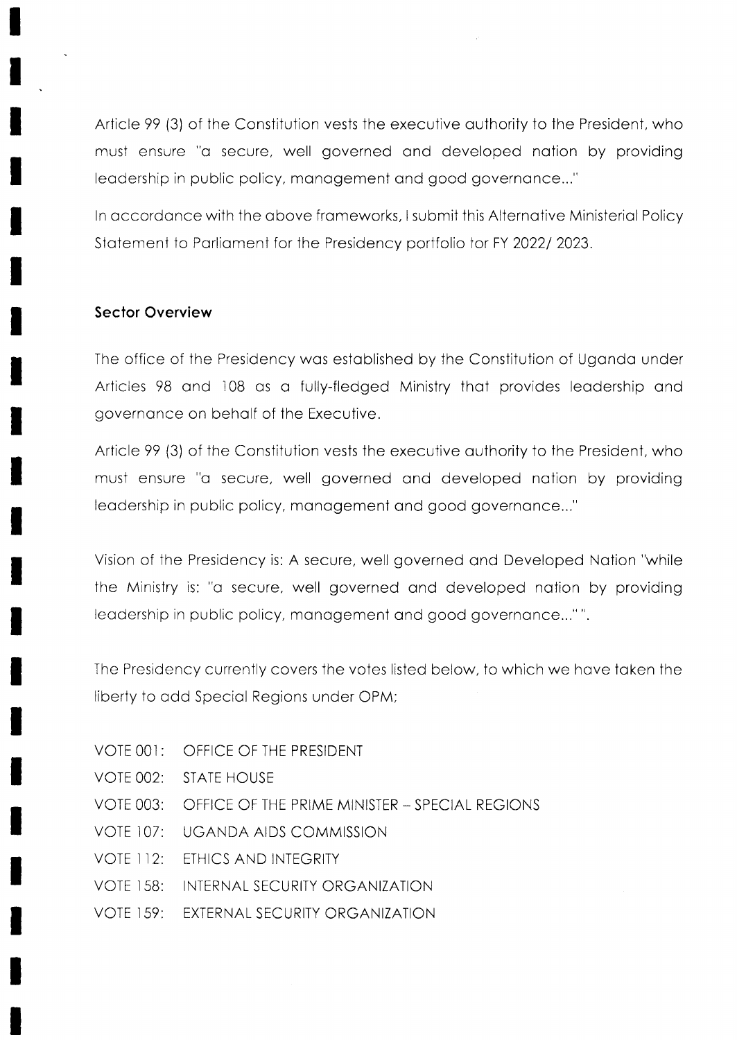Article 99 (3) of the Constitution vests the executive authority to the President, who must ensure "a secure, well governed and developed nation by providing leadership in public policy, management and good governance..."

In accordance with the above frameworks, I submit this Alternative Ministerial Policy Statement to Parliament for the Presidency portfolio for FY 2022/ 2023.

**Sector Overview**

The office of the Presidency was established by the Constitution of Uganda under Articles 98 and 108 as a fully-fledged Ministry that provides leadership and governance on behalf of the Executive.

Article 99 (3) of the Constitution vests the executive authority to the President, who must ensure "a secure, well governed and developed nation by providing leadership in public policy, management and good governance..."

Vision of the Presidency is: A secure, well governed and Developed Nation "while the Ministry is: "a secure, well governed and developed nation by providing leadership in public policy, management and good governance..." ".

The Presidency currently covers the votes listed below, to which we have taken the liberty to add Special Regions under OPM;

- VOTE 001: OFFICE OF THE PRESIDENT
- VOTE 002: STATE HOUSE
- VOTE 003: OFFICE OF THE PRIME MINISTER – SPECIAL REGIONS
- VOTE 107: UGANDA AIDS COMMISSION
- VOTE 112: ETHICS AND INTEGRITY
- VOTE 158: INTERNAL SECURITY ORGANIZATION
- VOTE 159: EXTERNAL SECURITY ORGANIZATION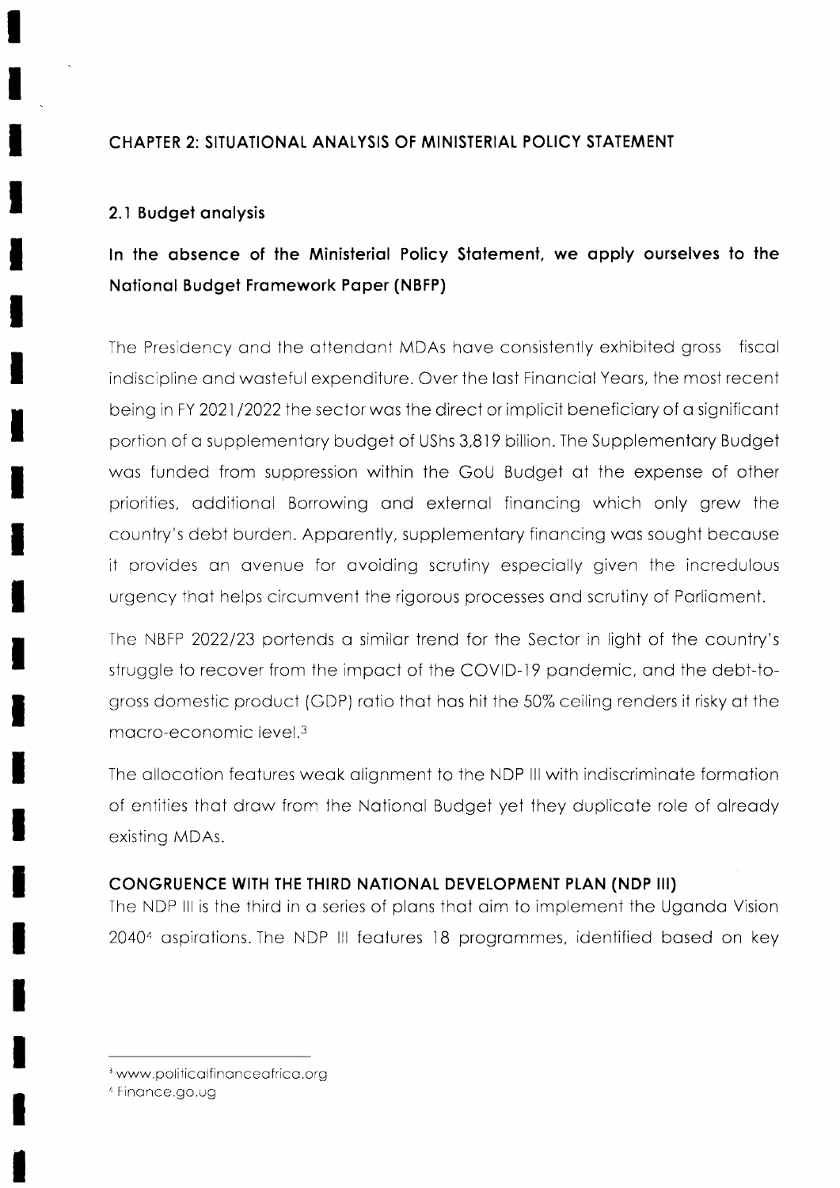# CHAPTER 2: SITUATIONAL ANALYSIS OF MINISTERIAL POLICY STATEMENT

## 2.1 Budget analysis

### In the absence of the Ministerial Policy Statement, we apply ourselves to the National Budget Framework Paper (NBFP)

The Presidency and the attendant MDAs have consistently exhibited gross fiscal indiscipline and wasteful expenditure. Over the last Financial Years, the most recent being in FY 2021/2022 the sector was the direct or implicit beneficiary of a significant portion of a supplementary budget of UShs 3,819 billion. The Supplementary Budget was funded from suppression within the GoU Budget at the expense of other priorities, additional Borrowing and external financing which only grew the country's debt burden. Apparently, supplementary financing was sought because it provides an avenue for avoiding scrutiny especially given the incredulous urgency that helps circumvent the rigorous processes and scrutiny of Parliament.

The NBFP 2022/23 portends a similar trend for the Sector in light of the country's struggle to recover from the impact of the COVID-19 pandemic, and the debt-to-gross domestic product (GDP) ratio that has hit the 50% ceiling renders it risky at the macro-economic level.[3]

The allocation features weak alignment to the NDP III with indiscriminate formation of entities that draw from the National Budget yet they duplicate role of already existing MDAs.

### CONGRUENCE WITH THE THIRD NATIONAL DEVELOPMENT PLAN (NDP III)

The NDP III is the third in a series of plans that aim to implement the Uganda Vision 2040[4] aspirations. The NDP III features 18 programmes, identified based on key

---

[3] www.politicalfinanceafrica.org

[4] Finance.go.ug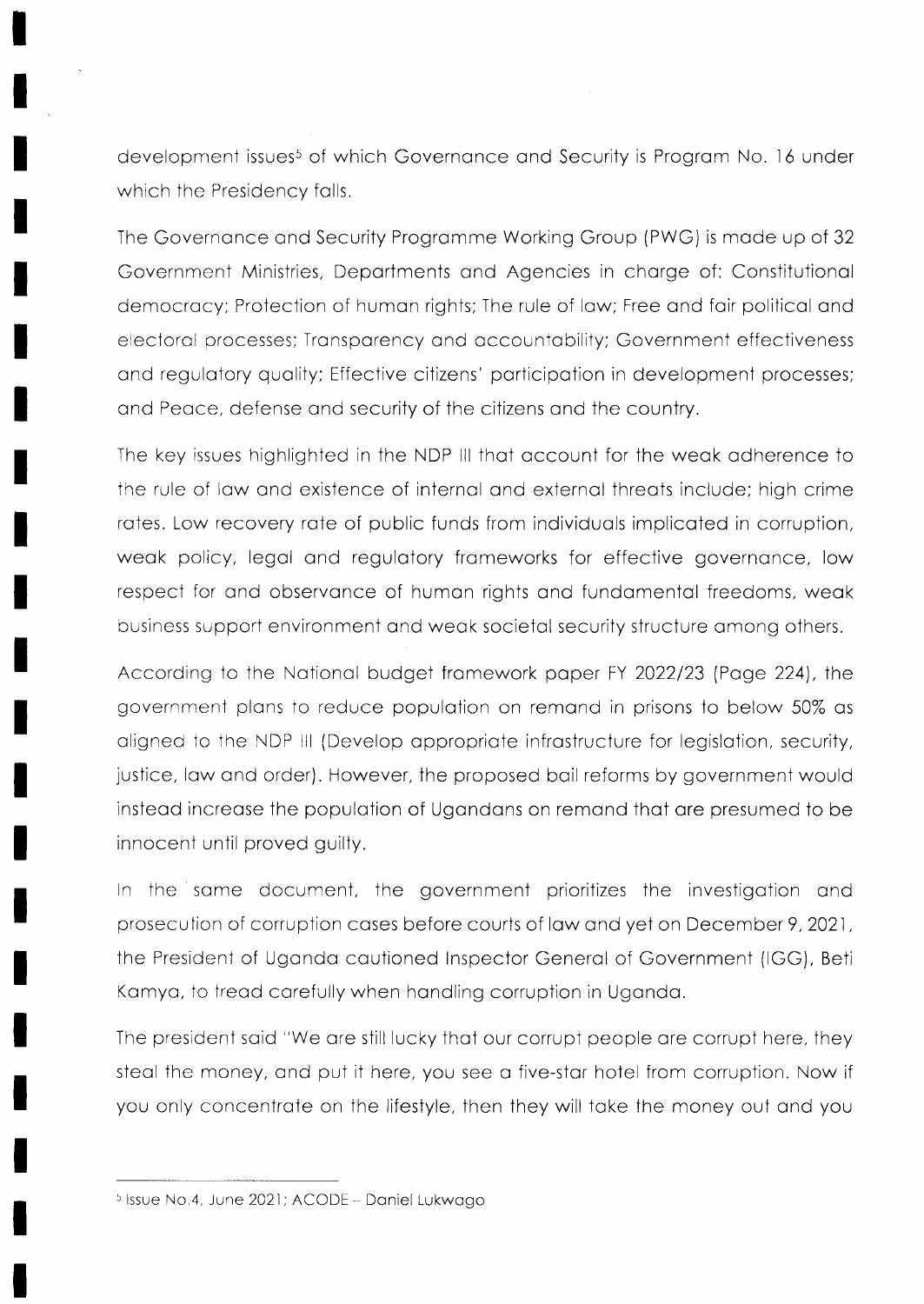development issues[5] of which Governance and Security is Program No. 16 under which the Presidency falls.

The Governance and Security Programme Working Group (PWG) is made up of 32 Government Ministries, Departments and Agencies in charge of: Constitutional democracy; Protection of human rights; The rule of law; Free and fair political and electoral processes; Transparency and accountability; Government effectiveness and regulatory quality; Effective citizens' participation in development processes; and Peace, defense and security of the citizens and the country.

The key issues highlighted in the NDP III that account for the weak adherence to the rule of law and existence of internal and external threats include; high crime rates. Low recovery rate of public funds from individuals implicated in corruption, weak policy, legal and regulatory frameworks for effective governance, low respect for and observance of human rights and fundamental freedoms, weak business support environment and weak societal security structure among others.

According to the National budget framework paper FY 2022/23 (Page 224), the government plans to reduce population on remand in prisons to below 50% as aligned to the NDP III (Develop appropriate infrastructure for legislation, security, justice, law and order). However, the proposed bail reforms by government would instead increase the population of Ugandans on remand that are presumed to be innocent until proved guilty.

In the same document, the government prioritizes the investigation and prosecution of corruption cases before courts of law and yet on December 9, 2021, the President of Uganda cautioned Inspector General of Government (IGG), Beti Kamya, to tread carefully when handling corruption in Uganda.

The president said "We are still lucky that our corrupt people are corrupt here, they steal the money, and put it here, you see a five-star hotel from corruption. Now if you only concentrate on the lifestyle, then they will take the money out and you

[5] Issue No.4, June 2021; ACODE – Daniel Lukwago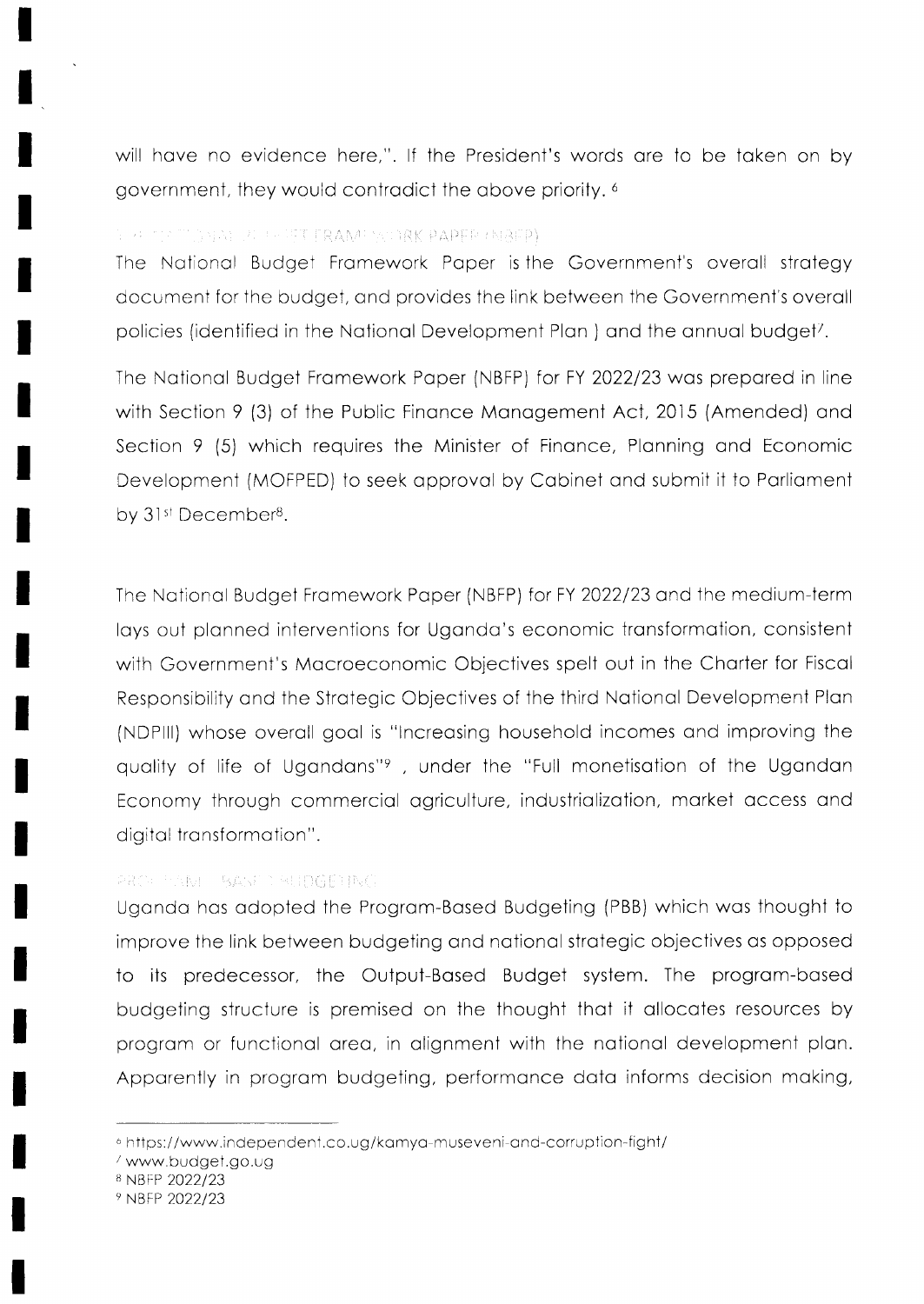will have no evidence here,". If the President's words are to be taken on by government, they would contradict the above priority. [6]

## NATIONAL BUDGET FRAMEWORK PAPER (NBFP)

The National Budget Framework Paper is the Government's overall strategy document for the budget, and provides the link between the Government's overall policies (identified in the National Development Plan ) and the annual budget[7].

The National Budget Framework Paper (NBFP) for FY 2022/23 was prepared in line with Section 9 (3) of the Public Finance Management Act, 2015 (Amended) and Section 9 (5) which requires the Minister of Finance, Planning and Economic Development (MOFPED) to seek approval by Cabinet and submit it to Parliament by 31st December[8].

The National Budget Framework Paper (NBFP) for FY 2022/23 and the medium-term lays out planned interventions for Uganda's economic transformation, consistent with Government's Macroeconomic Objectives spelt out in the Charter for Fiscal Responsibility and the Strategic Objectives of the third National Development Plan (NDPIII) whose overall goal is "Increasing household incomes and improving the quality of life of Ugandans"[9] , under the "Full monetisation of the Ugandan Economy through commercial agriculture, industrialization, market access and digital transformation".

## PROGRAM - BASED BUDGETING

Uganda has adopted the Program-Based Budgeting (PBB) which was thought to improve the link between budgeting and national strategic objectives as opposed to its predecessor, the Output-Based Budget system. The program-based budgeting structure is premised on the thought that it allocates resources by program or functional area, in alignment with the national development plan. Apparently in program budgeting, performance data informs decision making,

---

[6] https://www.independent.co.ug/kamya-museveni-and-corruption-fight/

[7] www.budget.go.ug

[8] NBFP 2022/23

[9] NBFP 2022/23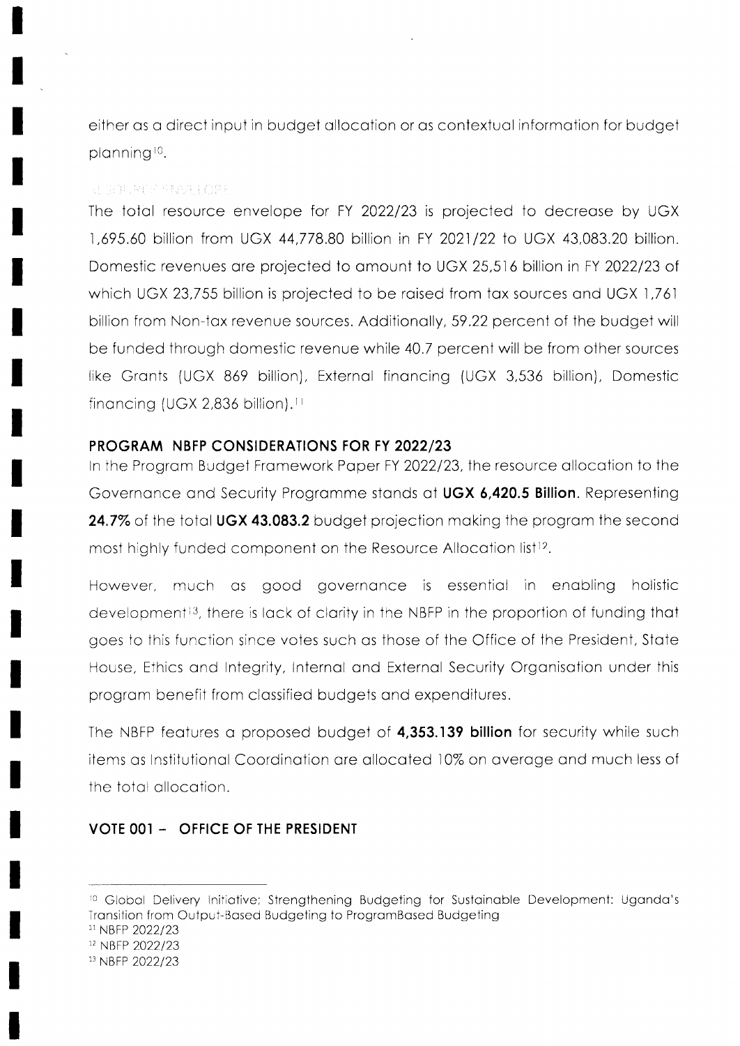either as a direct input in budget allocation or as contextual information for budget planning[10].

RESOURCE ENVELOPE

The total resource envelope for FY 2022/23 is projected to decrease by UGX 1,695.60 billion from UGX 44,778.80 billion in FY 2021/22 to UGX 43,083.20 billion. Domestic revenues are projected to amount to UGX 25,516 billion in FY 2022/23 of which UGX 23,755 billion is projected to be raised from tax sources and UGX 1,761 billion from Non-tax revenue sources. Additionally, 59.22 percent of the budget will be funded through domestic revenue while 40.7 percent will be from other sources like Grants (UGX 869 billion), External financing (UGX 3,536 billion), Domestic financing (UGX 2,836 billion).[11]

## PROGRAM NBFP CONSIDERATIONS FOR FY 2022/23

In the Program Budget Framework Paper FY 2022/23, the resource allocation to the Governance and Security Programme stands at **UGX 6,420.5 Billion**. Representing **24.7%** of the total **UGX 43.083.2** budget projection making the program the second most highly funded component on the Resource Allocation list[12].

However, much as good governance is essential in enabling holistic development[13], there is lack of clarity in the NBFP in the proportion of funding that goes to this function since votes such as those of the Office of the President, State House, Ethics and Integrity, Internal and External Security Organisation under this program benefit from classified budgets and expenditures.

The NBFP features a proposed budget of **4,353.139 billion** for security while such items as Institutional Coordination are allocated 10% on average and much less of the total allocation.

## VOTE 001 – OFFICE OF THE PRESIDENT

---

[10] Global Delivery Initiative: Strengthening Budgeting for Sustainable Development: Uganda's Transition from Output-Based Budgeting to ProgramBased Budgeting

[11] NBFP 2022/23

[12] NBFP 2022/23

[13] NBFP 2022/23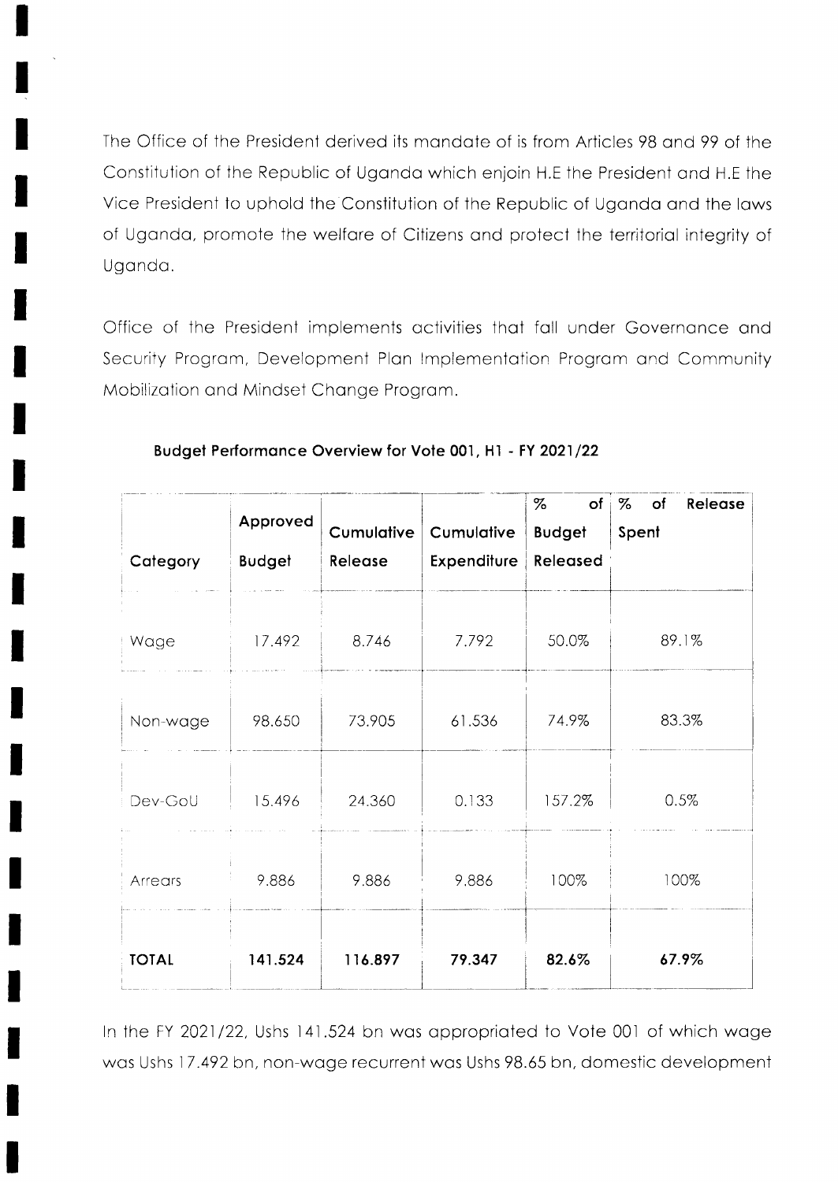The Office of the President derived its mandate of is from Articles 98 and 99 of the Constitution of the Republic of Uganda which enjoin H.E the President and H.E the Vice President to uphold the Constitution of the Republic of Uganda and the laws of Uganda, promote the welfare of Citizens and protect the territorial integrity of Uganda.

Office of the President implements activities that fall under Governance and Security Program, Development Plan Implementation Program and Community Mobilization and Mindset Change Program.

**Budget Performance Overview for Vote 001, H1 - FY 2021/22**

| Category | Approved Budget | Cumulative Release | Cumulative Expenditure | % of Budget Released | % of Release Spent |
|---|---|---|---|---|---|
| Wage | 17.492 | 8.746 | 7.792 | 50.0% | 89.1% |
| Non-wage | 98.650 | 73.905 | 61.536 | 74.9% | 83.3% |
| Dev-GoU | 15.496 | 24.360 | 0.133 | 157.2% | 0.5% |
| Arrears | 9.886 | 9.886 | 9.886 | 100% | 100% |
| **TOTAL** | **141.524** | **116.897** | **79.347** | **82.6%** | **67.9%** |

In the FY 2021/22, Ushs 141.524 bn was appropriated to Vote 001 of which wage was Ushs 17.492 bn, non-wage recurrent was Ushs 98.65 bn, domestic development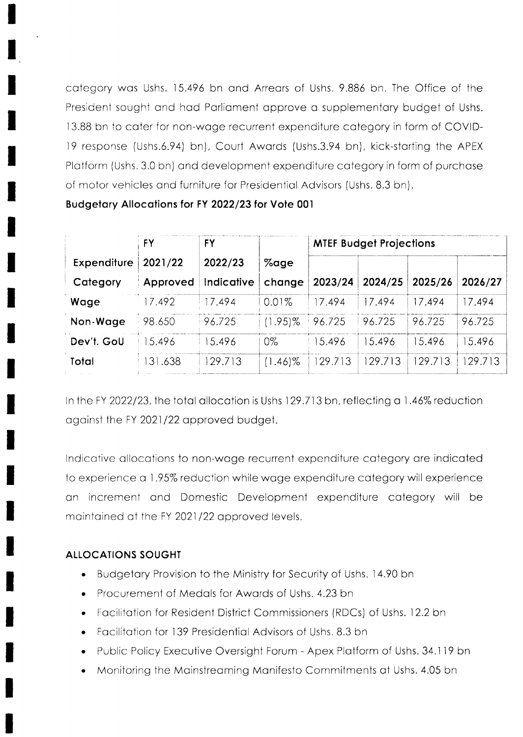category was Ushs. 15.496 bn and Arrears of Ushs. 9.886 bn. The Office of the President sought and had Parliament approve a supplementary budget of Ushs. 13.88 bn to cater for non-wage recurrent expenditure category in form of COVID-19 response (Ushs.6.94) bn), Court Awards (Ushs.3.94 bn), kick-starting the APEX Platform (Ushs. 3.0 bn) and development expenditure category in form of purchase of motor vehicles and furniture for Presidential Advisors (Ushs. 8.3 bn).

**Budgetary Allocations for FY 2022/23 for Vote 001**

| Expenditure Category | FY 2021/22 Approved | FY 2022/23 Indicative | %age change | MTEF Budget Projections | | | |
|---|---|---|---|---|---|---|---|
| | | | | 2023/24 | 2024/25 | 2025/26 | 2026/27 |
| **Wage** | 17.492 | 17.494 | 0.01% | 17.494 | 17.494 | 17.494 | 17.494 |
| **Non-Wage** | 98.650 | 96.725 | (1.95)% | 96.725 | 96.725 | 96.725 | 96.725 |
| **Dev't. GoU** | 15.496 | 15.496 | 0% | 15.496 | 15.496 | 15.496 | 15.496 |
| **Total** | 131.638 | 129.713 | (1.46)% | 129.713 | 129.713 | 129.713 | 129.713 |

In the FY 2022/23, the total allocation is Ushs 129.713 bn, reflecting a 1.46% reduction against the FY 2021/22 approved budget.

Indicative allocations to non-wage recurrent expenditure category are indicated to experience a 1.95% reduction while wage expenditure category will experience an increment and Domestic Development expenditure category will be maintained at the FY 2021/22 approved levels.

**ALLOCATIONS SOUGHT**

- Budgetary Provision to the Ministry for Security of Ushs. 14.90 bn
- Procurement of Medals for Awards of Ushs. 4.23 bn
- Facilitation for Resident District Commissioners (RDCs) of Ushs. 12.2 bn
- Facilitation for 139 Presidential Advisors of Ushs. 8.3 bn
- Public Policy Executive Oversight Forum - Apex Platform of Ushs. 34.119 bn
- Monitoring the Mainstreaming Manifesto Commitments at Ushs. 4.05 bn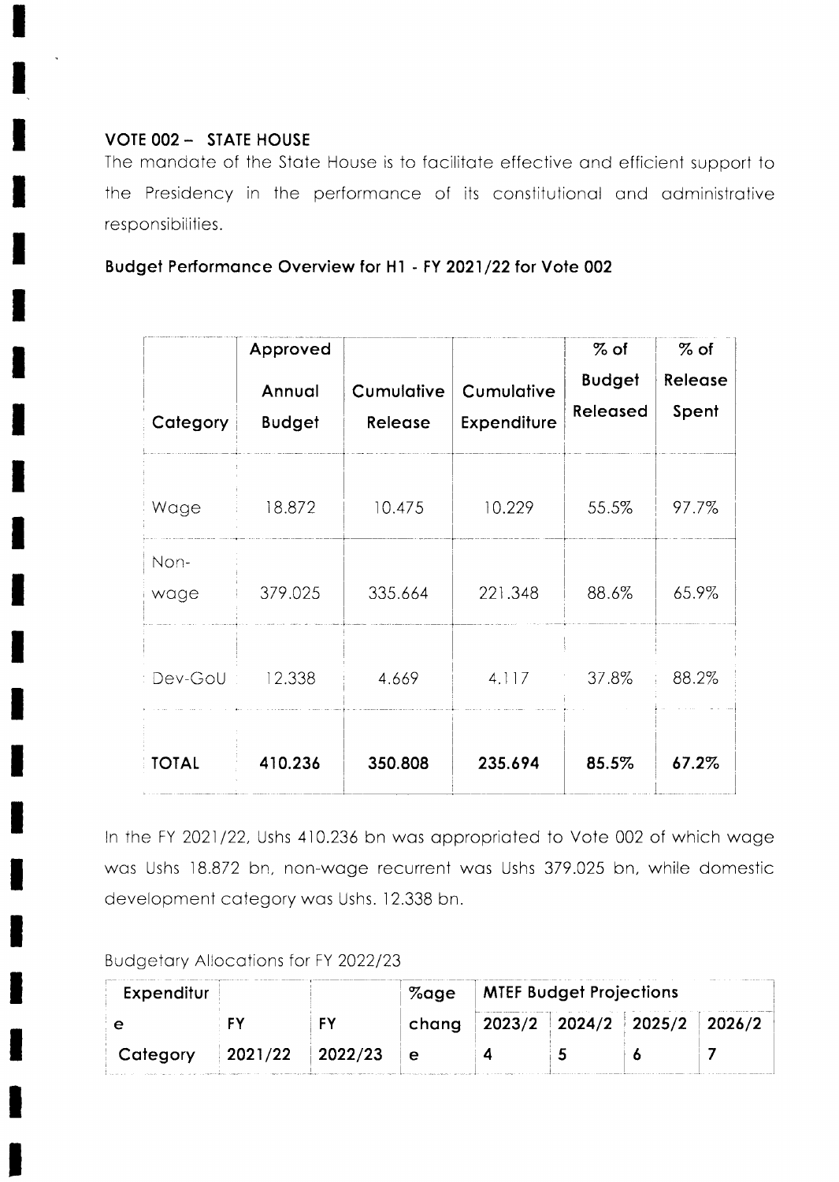### VOTE 002 – STATE HOUSE

The mandate of the State House is to facilitate effective and efficient support to the Presidency in the performance of its constitutional and administrative responsibilities.

### Budget Performance Overview for H1 - FY 2021/22 for Vote 002

| Category | Approved Annual Budget | Cumulative Release | Cumulative Expenditure | % of Budget Released | % of Release Spent |
|---|---|---|---|---|---|
| Wage | 18.872 | 10.475 | 10.229 | 55.5% | 97.7% |
| Non-wage | 379.025 | 335.664 | 221.348 | 88.6% | 65.9% |
| Dev-GoU | 12.338 | 4.669 | 4.117 | 37.8% | 88.2% |
| **TOTAL** | **410.236** | **350.808** | **235.694** | **85.5%** | **67.2%** |

In the FY 2021/22, Ushs 410.236 bn was appropriated to Vote 002 of which wage was Ushs 18.872 bn, non-wage recurrent was Ushs 379.025 bn, while domestic development category was Ushs. 12.338 bn.

Budgetary Allocations for FY 2022/23

| Expenditure Category | FY 2021/22 | FY 2022/23 | %age change | MTEF Budget Projections | | | |
|---|---|---|---|---|---|---|---|
| | | | | 2023/24 | 2024/25 | 2025/26 | 2026/27 |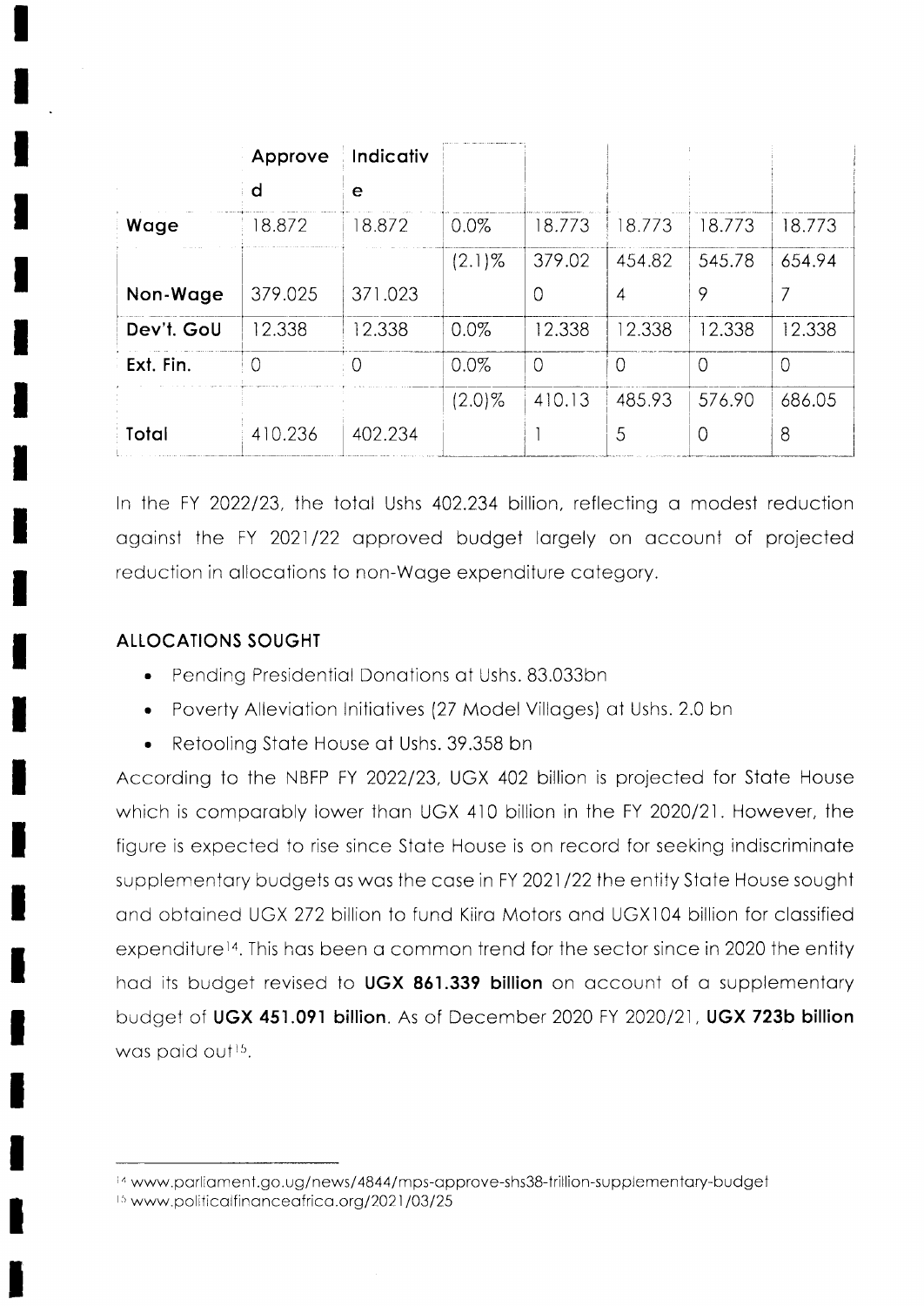| | Approved | Indicative | | | | | |
|---|---|---|---|---|---|---|---|
| **Wage** | 18.872 | 18.872 | 0.0% | 18.773 | 18.773 | 18.773 | 18.773 |
| **Non-Wage** | 379.025 | 371.023 | (2.1)% | 379.020 | 454.824 | 545.789 | 654.947 |
| **Dev't. GoU** | 12.338 | 12.338 | 0.0% | 12.338 | 12.338 | 12.338 | 12.338 |
| **Ext. Fin.** | 0 | 0 | 0.0% | 0 | 0 | 0 | 0 |
| **Total** | 410.236 | 402.234 | (2.0)% | 410.131 | 485.935 | 576.900 | 686.058 |

In the FY 2022/23, the total Ushs 402.234 billion, reflecting a modest reduction against the FY 2021/22 approved budget largely on account of projected reduction in allocations to non-Wage expenditure category.

### ALLOCATIONS SOUGHT

- Pending Presidential Donations at Ushs. 83.033bn
- Poverty Alleviation Initiatives (27 Model Villages) at Ushs. 2.0 bn
- Retooling State House at Ushs. 39.358 bn

According to the NBFP FY 2022/23, UGX 402 billion is projected for State House which is comparably lower than UGX 410 billion in the FY 2020/21. However, the figure is expected to rise since State House is on record for seeking indiscriminate supplementary budgets as was the case in FY 2021/22 the entity State House sought and obtained UGX 272 billion to fund Kiira Motors and UGX104 billion for classified expenditure[14]. This has been a common trend for the sector since in 2020 the entity had its budget revised to **UGX 861.339 billion** on account of a supplementary budget of **UGX 451.091 billion**. As of December 2020 FY 2020/21, **UGX 723b billion** was paid out[15].

---

[14] www.parliament.go.ug/news/4844/mps-approve-shs38-trillion-supplementary-budget

[15] www.politicalfinanceafrica.org/2021/03/25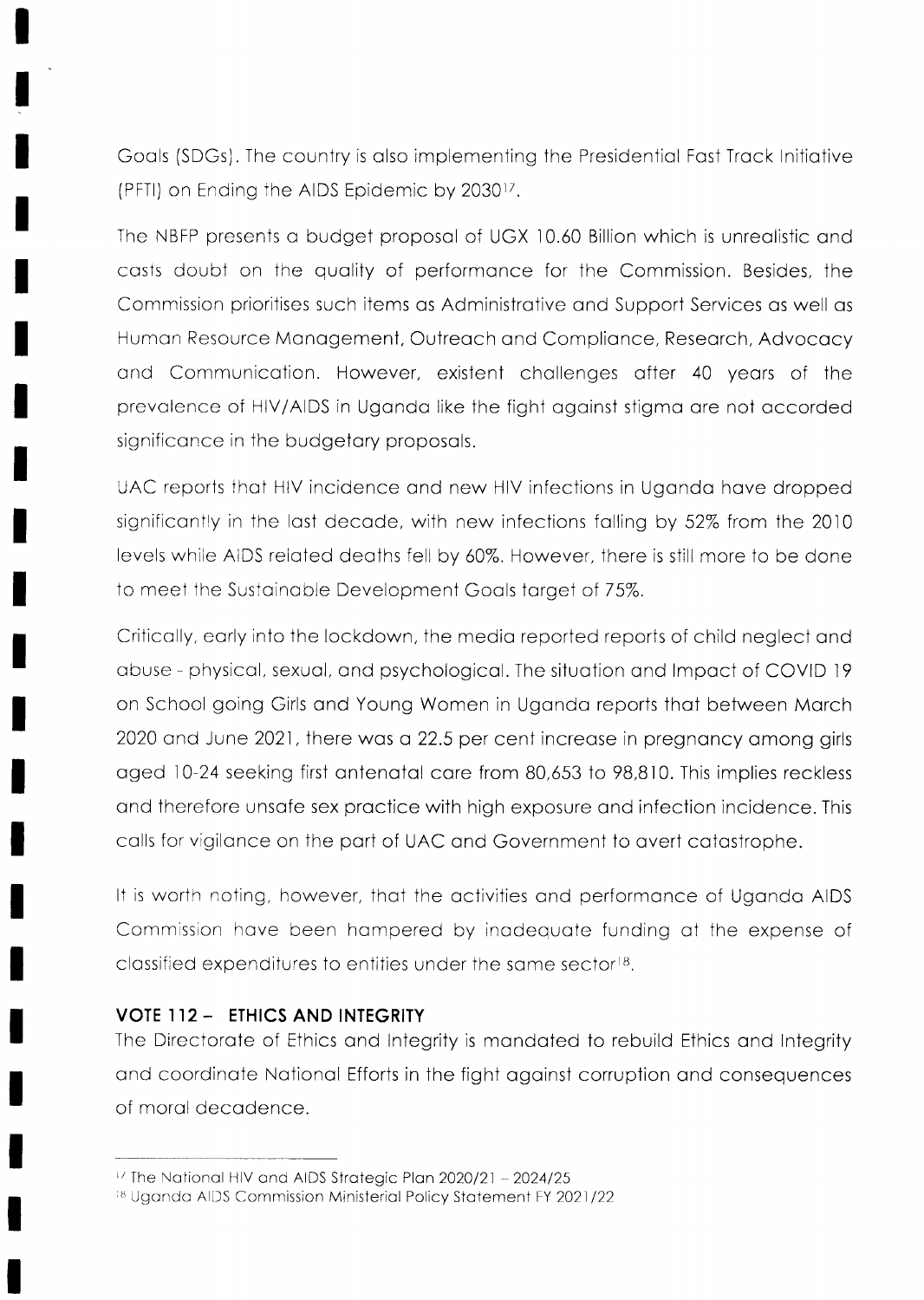Goals (SDGs). The country is also implementing the Presidential Fast Track Initiative (PFTI) on Ending the AIDS Epidemic by 2030[17].

The NBFP presents a budget proposal of UGX 10.60 Billion which is unrealistic and casts doubt on the quality of performance for the Commission. Besides, the Commission prioritises such items as Administrative and Support Services as well as Human Resource Management, Outreach and Compliance, Research, Advocacy and Communication. However, existent challenges after 40 years of the prevalence of HIV/AIDS in Uganda like the fight against stigma are not accorded significance in the budgetary proposals.

UAC reports that HIV incidence and new HIV infections in Uganda have dropped significantly in the last decade, with new infections falling by 52% from the 2010 levels while AIDS related deaths fell by 60%. However, there is still more to be done to meet the Sustainable Development Goals target of 75%.

Critically, early into the lockdown, the media reported reports of child neglect and abuse - physical, sexual, and psychological. The situation and Impact of COVID 19 on School going Girls and Young Women in Uganda reports that between March 2020 and June 2021, there was a 22.5 per cent increase in pregnancy among girls aged 10-24 seeking first antenatal care from 80,653 to 98,810. This implies reckless and therefore unsafe sex practice with high exposure and infection incidence. This calls for vigilance on the part of UAC and Government to avert catastrophe.

It is worth noting, however, that the activities and performance of Uganda AIDS Commission have been hampered by inadequate funding at the expense of classified expenditures to entities under the same sector[18].

### VOTE 112 – ETHICS AND INTEGRITY

The Directorate of Ethics and Integrity is mandated to rebuild Ethics and Integrity and coordinate National Efforts in the fight against corruption and consequences of moral decadence.

---

[17] The National HIV and AIDS Strategic Plan 2020/21 – 2024/25

[18] Uganda AIDS Commission Ministerial Policy Statement FY 2021/22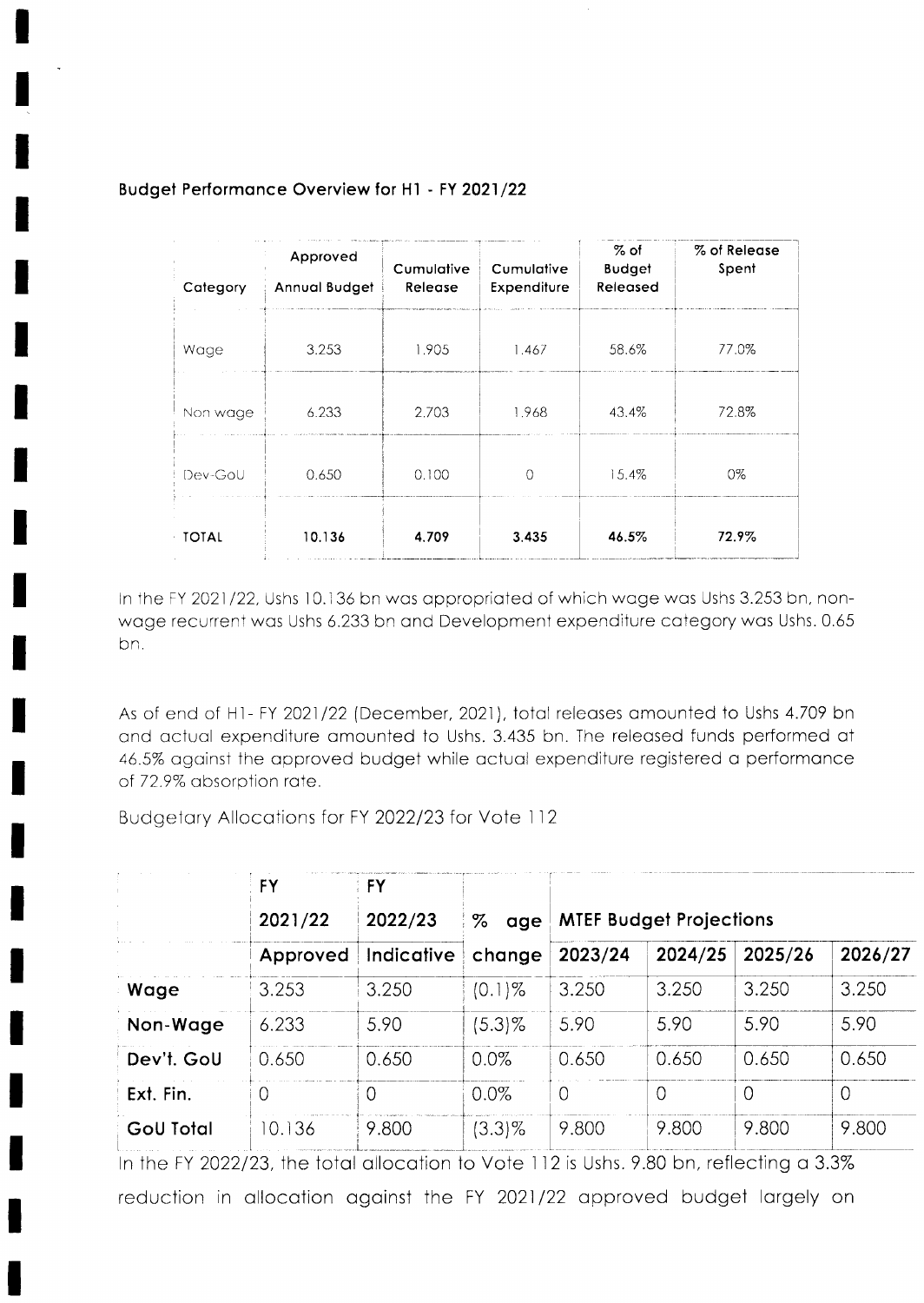**Budget Performance Overview for H1 - FY 2021/22**

| Category | Approved Annual Budget | Cumulative Release | Cumulative Expenditure | % of Budget Released | % of Release Spent |
|---|---|---|---|---|---|
| Wage | 3.253 | 1.905 | 1.467 | 58.6% | 77.0% |
| Non wage | 6.233 | 2.703 | 1.968 | 43.4% | 72.8% |
| Dev-GoU | 0.650 | 0.100 | 0 | 15.4% | 0% |
| **TOTAL** | **10.136** | **4.709** | **3.435** | **46.5%** | **72.9%** |

In the FY 2021/22, Ushs 10.136 bn was appropriated of which wage was Ushs 3.253 bn, non-wage recurrent was Ushs 6.233 bn and Development expenditure category was Ushs. 0.65 bn.

As of end of H1- FY 2021/22 (December, 2021), total releases amounted to Ushs 4.709 bn and actual expenditure amounted to Ushs. 3.435 bn. The released funds performed at 46.5% against the approved budget while actual expenditure registered a performance of 72.9% absorption rate.

Budgetary Allocations for FY 2022/23 for Vote 112

| | FY 2021/22 | FY 2022/23 | % age | MTEF Budget Projections | | | |
|---|---|---|---|---|---|---|---|
| | Approved | Indicative | change | 2023/24 | 2024/25 | 2025/26 | 2026/27 |
| **Wage** | 3.253 | 3.250 | (0.1)% | 3.250 | 3.250 | 3.250 | 3.250 |
| **Non-Wage** | 6.233 | 5.90 | (5.3)% | 5.90 | 5.90 | 5.90 | 5.90 |
| **Dev't. GoU** | 0.650 | 0.650 | 0.0% | 0.650 | 0.650 | 0.650 | 0.650 |
| **Ext. Fin.** | 0 | 0 | 0.0% | 0 | 0 | 0 | 0 |
| **GoU Total** | 10.136 | 9.800 | (3.3)% | 9.800 | 9.800 | 9.800 | 9.800 |

In the FY 2022/23, the total allocation to Vote 112 is Ushs. 9.80 bn, reflecting a 3.3% reduction in allocation against the FY 2021/22 approved budget largely on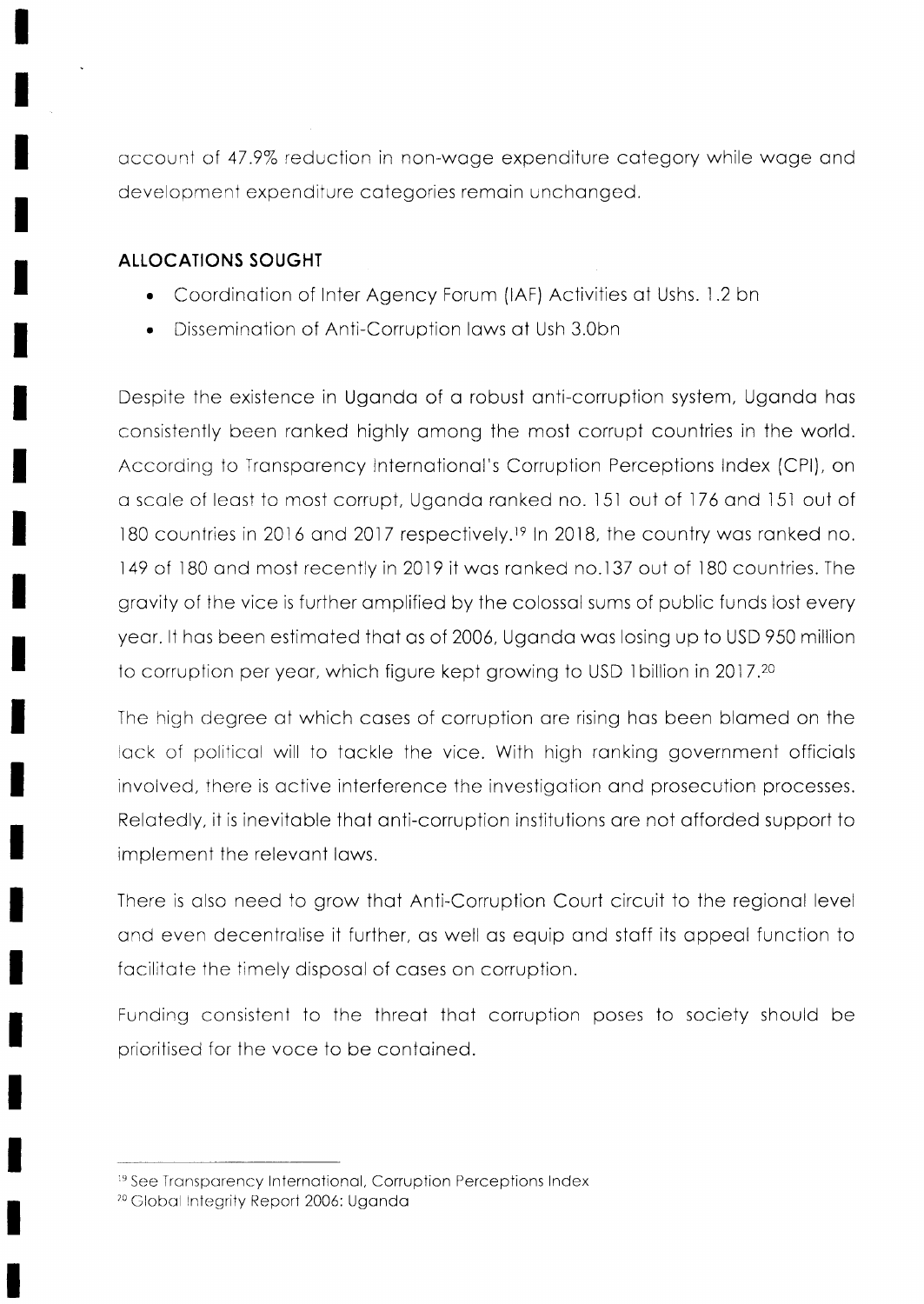account of 47.9% reduction in non-wage expenditure category while wage and development expenditure categories remain unchanged.

### ALLOCATIONS SOUGHT

- Coordination of Inter Agency Forum (IAF) Activities at Ushs. 1.2 bn
- Dissemination of Anti-Corruption laws at Ush 3.0bn

Despite the existence in Uganda of a robust anti-corruption system, Uganda has consistently been ranked highly among the most corrupt countries in the world. According to Transparency International's Corruption Perceptions Index (CPI), on a scale of least to most corrupt, Uganda ranked no. 151 out of 176 and 151 out of 180 countries in 2016 and 2017 respectively.[19] In 2018, the country was ranked no. 149 of 180 and most recently in 2019 it was ranked no.137 out of 180 countries. The gravity of the vice is further amplified by the colossal sums of public funds lost every year. It has been estimated that as of 2006, Uganda was losing up to USD 950 million to corruption per year, which figure kept growing to USD 1billion in 2017.[20]

The high degree at which cases of corruption are rising has been blamed on the lack of political will to tackle the vice. With high ranking government officials involved, there is active interference the investigation and prosecution processes. Relatedly, it is inevitable that anti-corruption institutions are not afforded support to implement the relevant laws.

There is also need to grow that Anti-Corruption Court circuit to the regional level and even decentralise it further, as well as equip and staff its appeal function to facilitate the timely disposal of cases on corruption.

Funding consistent to the threat that corruption poses to society should be prioritised for the voce to be contained.

---

[19] See Transparency International, Corruption Perceptions Index

[20] Global Integrity Report 2006: Uganda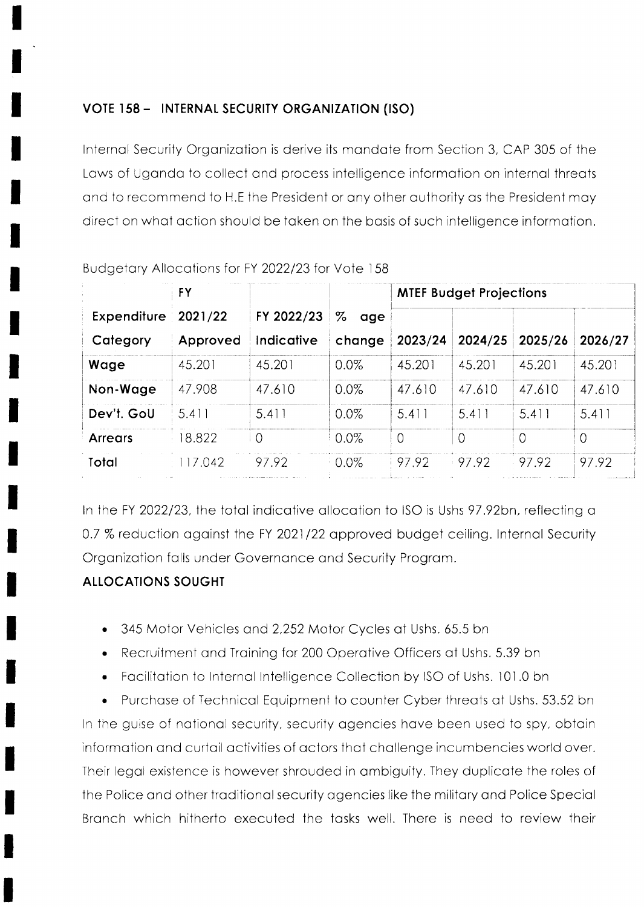## VOTE 158 – INTERNAL SECURITY ORGANIZATION (ISO)

Internal Security Organization is derive its mandate from Section 3, CAP 305 of the Laws of Uganda to collect and process intelligence information on internal threats and to recommend to H.E the President or any other authority as the President may direct on what action should be taken on the basis of such intelligence information.

Budgetary Allocations for FY 2022/23 for Vote 158

| Expenditure Category | FY 2021/22 Approved | FY 2022/23 Indicative | % age change | MTEF Budget Projections | | | |
|---|---|---|---|---|---|---|---|
| | | | | 2023/24 | 2024/25 | 2025/26 | 2026/27 |
| **Wage** | 45.201 | 45.201 | 0.0% | 45.201 | 45.201 | 45.201 | 45.201 |
| **Non-Wage** | 47.908 | 47.610 | 0.0% | 47.610 | 47.610 | 47.610 | 47.610 |
| **Dev't. GoU** | 5.411 | 5.411 | 0.0% | 5.411 | 5.411 | 5.411 | 5.411 |
| **Arrears** | 18.822 | 0 | 0.0% | 0 | 0 | 0 | 0 |
| **Total** | 117.042 | 97.92 | 0.0% | 97.92 | 97.92 | 97.92 | 97.92 |

In the FY 2022/23, the total indicative allocation to ISO is Ushs 97.92bn, reflecting a 0.7 % reduction against the FY 2021/22 approved budget ceiling. Internal Security Organization falls under Governance and Security Program.

**ALLOCATIONS SOUGHT**

- 345 Motor Vehicles and 2,252 Motor Cycles at Ushs. 65.5 bn
- Recruitment and Training for 200 Operative Officers at Ushs. 5.39 bn
- Facilitation to Internal Intelligence Collection by ISO of Ushs. 101.0 bn
- Purchase of Technical Equipment to counter Cyber threats at Ushs. 53.52 bn

In the guise of national security, security agencies have been used to spy, obtain information and curtail activities of actors that challenge incumbencies world over. Their legal existence is however shrouded in ambiguity. They duplicate the roles of the Police and other traditional security agencies like the military and Police Special Branch which hitherto executed the tasks well. There is need to review their